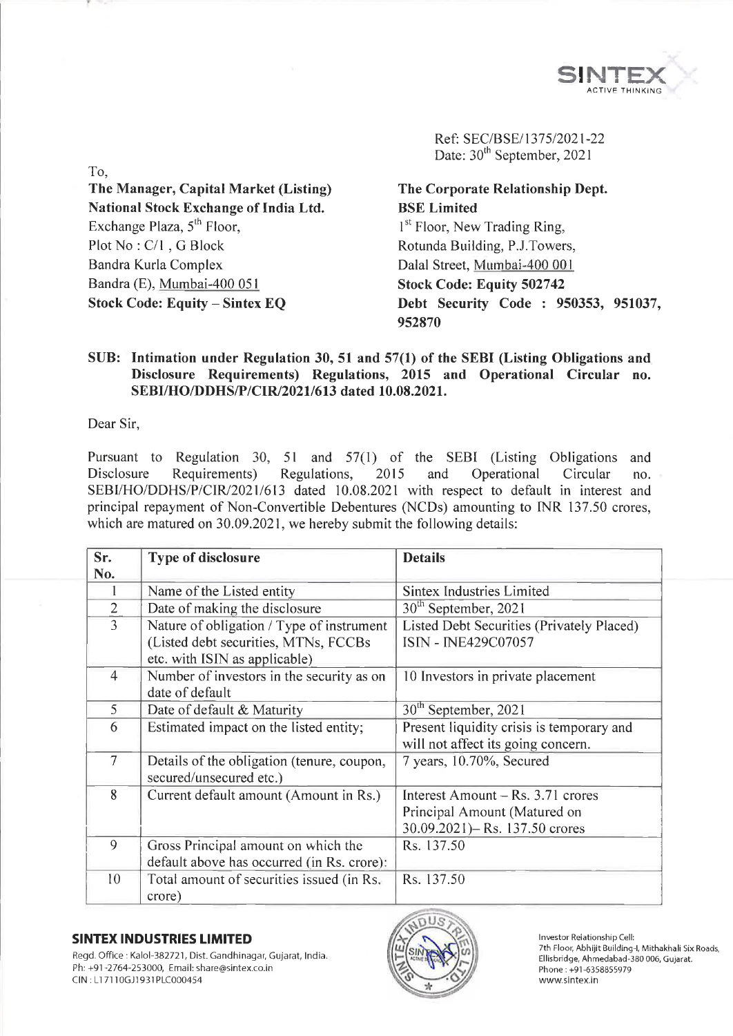Ref: SEC/BSE/1375/2021-22
Date: 30th September, 2021

To,

**The Manager, Capital Market (Listing)**
**National Stock Exchange of India Ltd.**
Exchange Plaza, 5th Floor,
Plot No : C/1 , G Block
Bandra Kurla Complex
Bandra (E), Mumbai-400 051
**Stock Code: Equity – Sintex EQ**

**The Corporate Relationship Dept.**
**BSE Limited**
1st Floor, New Trading Ring,
Rotunda Building, P.J.Towers,
Dalal Street, Mumbai-400 001
**Stock Code: Equity 502742**
**Debt Security Code : 950353, 951037, 952870**

**SUB: Intimation under Regulation 30, 51 and 57(1) of the SEBI (Listing Obligations and Disclosure Requirements) Regulations, 2015 and Operational Circular no. SEBI/HO/DDHS/P/CIR/2021/613 dated 10.08.2021.**

Dear Sir,

Pursuant to Regulation 30, 51 and 57(1) of the SEBI (Listing Obligations and Disclosure Requirements) Regulations, 2015 and Operational Circular no. SEBI/HO/DDHS/P/CIR/2021/613 dated 10.08.2021 with respect to default in interest and principal repayment of Non-Convertible Debentures (NCDs) amounting to INR 137.50 crores, which are matured on 30.09.2021, we hereby submit the following details:

| Sr. No. | Type of disclosure | Details |
|---|---|---|
| 1 | Name of the Listed entity | Sintex Industries Limited |
| 2 | Date of making the disclosure | 30th September, 2021 |
| 3 | Nature of obligation / Type of instrument (Listed debt securities, MTNs, FCCBs etc. with ISIN as applicable) | Listed Debt Securities (Privately Placed) ISIN - INE429C07057 |
| 4 | Number of investors in the security as on date of default | 10 Investors in private placement |
| 5 | Date of default & Maturity | 30th September, 2021 |
| 6 | Estimated impact on the listed entity; | Present liquidity crisis is temporary and will not affect its going concern. |
| 7 | Details of the obligation (tenure, coupon, secured/unsecured etc.) | 7 years, 10.70%, Secured |
| 8 | Current default amount (Amount in Rs.) | Interest Amount – Rs. 3.71 crores Principal Amount (Matured on 30.09.2021)– Rs. 137.50 crores |
| 9 | Gross Principal amount on which the default above has occurred (in Rs. crore): | Rs. 137.50 |
| 10 | Total amount of securities issued (in Rs. crore) | Rs. 137.50 |

**SINTEX INDUSTRIES LIMITED**
Regd. Office : Kalol-382721, Dist. Gandhinagar, Gujarat, India.
Ph: +91-2764-253000, Email: share@sintex.co.in
CIN : L17110GJ1931PLC000454

Investor Relationship Cell:
7th Floor, Abhijit Building-I, Mithakhali Six Roads,
Ellisbridge, Ahmedabad-380 006, Gujarat.
Phone : +91-6358855979
www.sintex.in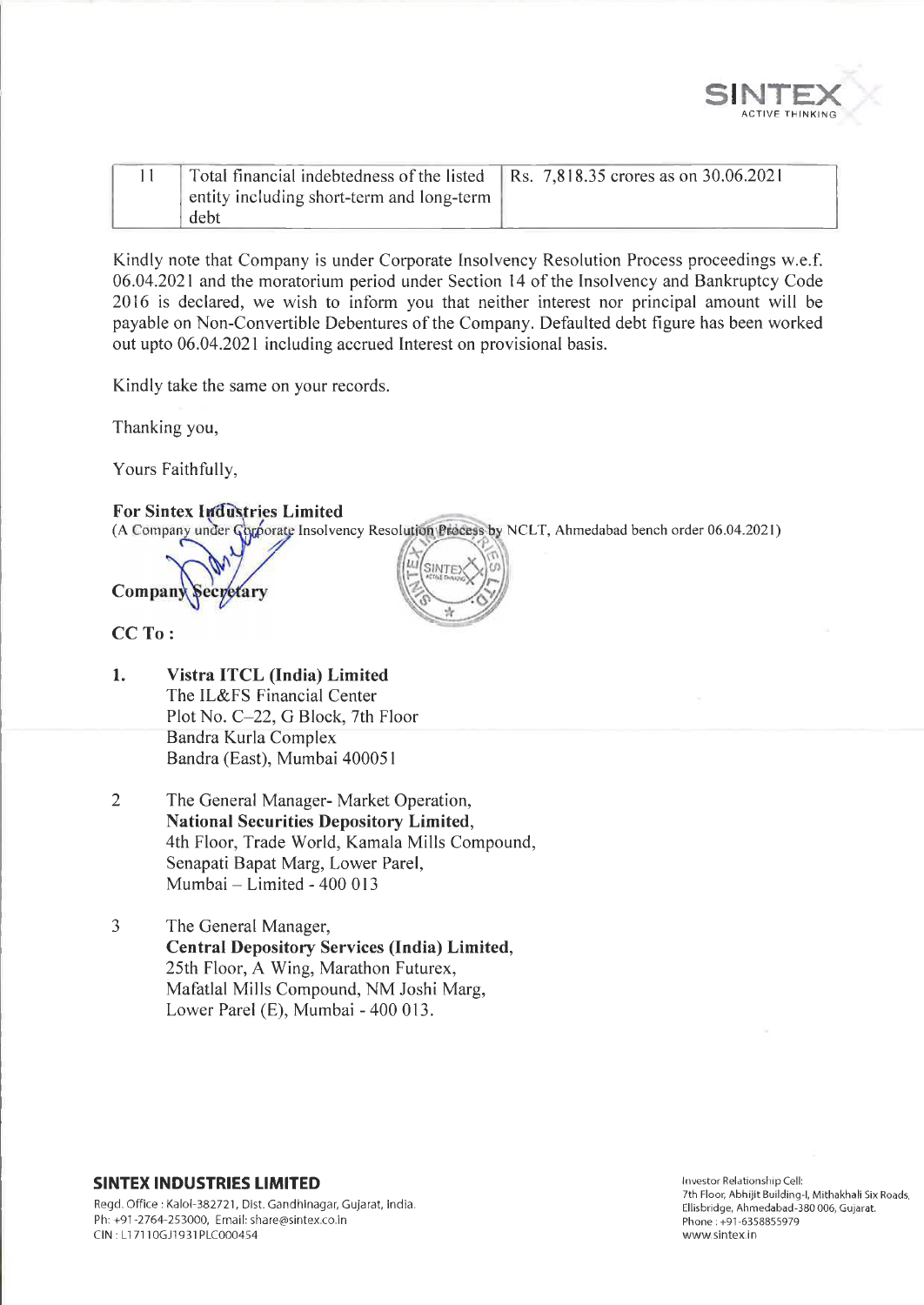| | | |
|---|---|---|
| 11 | Total financial indebtedness of the listed entity including short-term and long-term debt | Rs. 7,818.35 crores as on 30.06.2021 |

Kindly note that Company is under Corporate Insolvency Resolution Process proceedings w.e.f. 06.04.2021 and the moratorium period under Section 14 of the Insolvency and Bankruptcy Code 2016 is declared, we wish to inform you that neither interest nor principal amount will be payable on Non-Convertible Debentures of the Company. Defaulted debt figure has been worked out upto 06.04.2021 including accrued Interest on provisional basis.

Kindly take the same on your records.

Thanking you,

Yours Faithfully,

**For Sintex Industries Limited**
(A Company under Corporate Insolvency Resolution Process by NCLT, Ahmedabad bench order 06.04.2021)

**Company Secretary**

**CC To :**

1. **Vistra ITCL (India) Limited**
   The IL&FS Financial Center
   Plot No. C–22, G Block, 7th Floor
   Bandra Kurla Complex
   Bandra (East), Mumbai 400051

2. The General Manager- Market Operation,
   **National Securities Depository Limited**,
   4th Floor, Trade World, Kamala Mills Compound,
   Senapati Bapat Marg, Lower Parel,
   Mumbai – Limited - 400 013

3. The General Manager,
   **Central Depository Services (India) Limited**,
   25th Floor, A Wing, Marathon Futurex,
   Mafatlal Mills Compound, NM Joshi Marg,
   Lower Parel (E), Mumbai - 400 013.

**SINTEX INDUSTRIES LIMITED**
Regd. Office : Kalol-382721, Dist. Gandhinagar, Gujarat, India.
Ph: +91-2764-253000, Email: share@sintex.co.in
CIN : L17110GJ1931PLC000454

Investor Relationship Cell:
7th Floor, Abhijit Building-I, Mithakhali Six Roads,
Ellisbridge, Ahmedabad-380 006, Gujarat.
Phone : +91-6358855979
www.sintex.in